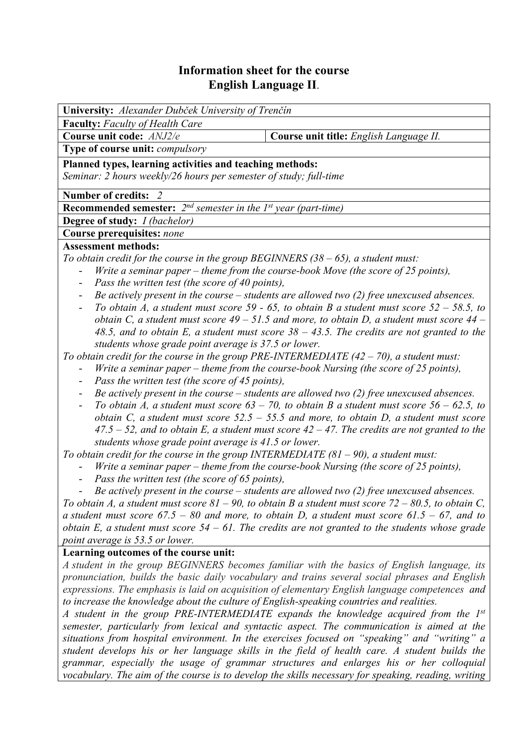# Information sheet for the course
# English Language II.

**University:** *Alexander Dubček University of Trenčín*

**Faculty:** *Faculty of Health Care*

**Course unit code:** *ANJ2/e* | **Course unit title:** *English Language II.*

**Type of course unit:** *compulsory*

**Planned types, learning activities and teaching methods:**
*Seminar: 2 hours weekly/26 hours per semester of study; full-time*

**Number of credits:** *2*

**Recommended semester:** *2nd semester in the 1st year (part-time)*

**Degree of study:** *I (bachelor)*

**Course prerequisites:** *none*

**Assessment methods:**

*To obtain credit for the course in the group BEGINNERS (38 – 65), a student must:*

- *Write a seminar paper – theme from the course-book Move (the score of 25 points),*
- *Pass the written test (the score of 40 points),*
- *Be actively present in the course – students are allowed two (2) free unexcused absences.*
- *To obtain A, a student must score 59 - 65, to obtain B a student must score 52 – 58.5, to obtain C, a student must score 49 – 51.5 and more, to obtain D, a student must score 44 – 48.5, and to obtain E, a student must score 38 – 43.5. The credits are not granted to the students whose grade point average is 37.5 or lower.*

*To obtain credit for the course in the group PRE-INTERMEDIATE (42 – 70), a student must:*

- *Write a seminar paper – theme from the course-book Nursing (the score of 25 points),*
- *Pass the written test (the score of 45 points),*
- *Be actively present in the course – students are allowed two (2) free unexcused absences.*
- *To obtain A, a student must score 63 – 70, to obtain B a student must score 56 – 62.5, to obtain C, a student must score 52.5 – 55.5 and more, to obtain D, a student must score 47.5 – 52, and to obtain E, a student must score 42 – 47. The credits are not granted to the students whose grade point average is 41.5 or lower.*

*To obtain credit for the course in the group INTERMEDIATE (81 – 90), a student must:*

- *Write a seminar paper – theme from the course-book Nursing (the score of 25 points),*
- *Pass the written test (the score of 65 points),*
- *Be actively present in the course – students are allowed two (2) free unexcused absences.*

*To obtain A, a student must score 81 – 90, to obtain B a student must score 72 – 80.5, to obtain C, a student must score 67.5 – 80 and more, to obtain D, a student must score 61.5 – 67, and to obtain E, a student must score 54 – 61. The credits are not granted to the students whose grade point average is 53.5 or lower.*

**Learning outcomes of the course unit:**

*A student in the group BEGINNERS becomes familiar with the basics of English language, its pronunciation, builds the basic daily vocabulary and trains several social phrases and English expressions. The emphasis is laid on acquisition of elementary English language competences and to increase the knowledge about the culture of English-speaking countries and realities.*

*A student in the group PRE-INTERMEDIATE expands the knowledge acquired from the 1st semester, particularly from lexical and syntactic aspect. The communication is aimed at the situations from hospital environment. In the exercises focused on "speaking" and "writing" a student develops his or her language skills in the field of health care. A student builds the grammar, especially the usage of grammar structures and enlarges his or her colloquial vocabulary. The aim of the course is to develop the skills necessary for speaking, reading, writing*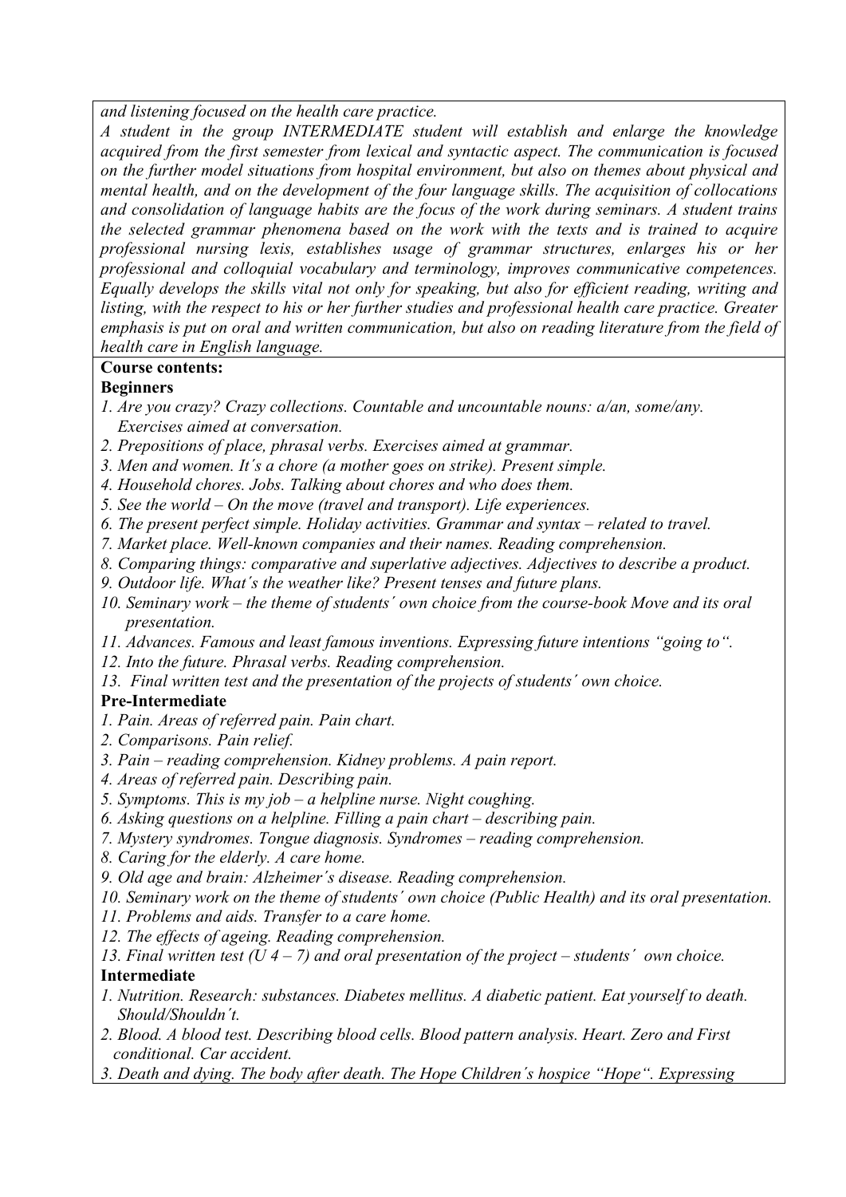*and listening focused on the health care practice.*

*A student in the group INTERMEDIATE student will establish and enlarge the knowledge acquired from the first semester from lexical and syntactic aspect. The communication is focused on the further model situations from hospital environment, but also on themes about physical and mental health, and on the development of the four language skills. The acquisition of collocations and consolidation of language habits are the focus of the work during seminars. A student trains the selected grammar phenomena based on the work with the texts and is trained to acquire professional nursing lexis, establishes usage of grammar structures, enlarges his or her professional and colloquial vocabulary and terminology, improves communicative competences. Equally develops the skills vital not only for speaking, but also for efficient reading, writing and listing, with the respect to his or her further studies and professional health care practice. Greater emphasis is put on oral and written communication, but also on reading literature from the field of health care in English language.*

**Course contents:**

**Beginners**

1. *Are you crazy? Crazy collections. Countable and uncountable nouns: a/an, some/any. Exercises aimed at conversation.*
2. *Prepositions of place, phrasal verbs. Exercises aimed at grammar.*
3. *Men and women. It´s a chore (a mother goes on strike). Present simple.*
4. *Household chores. Jobs. Talking about chores and who does them.*
5. *See the world – On the move (travel and transport). Life experiences.*
6. *The present perfect simple. Holiday activities. Grammar and syntax – related to travel.*
7. *Market place. Well-known companies and their names. Reading comprehension.*
8. *Comparing things: comparative and superlative adjectives. Adjectives to describe a product.*
9. *Outdoor life. What´s the weather like? Present tenses and future plans.*
10. *Seminary work – the theme of students´ own choice from the course-book Move and its oral presentation.*
11. *Advances. Famous and least famous inventions. Expressing future intentions "going to".*
12. *Into the future. Phrasal verbs. Reading comprehension.*
13. *Final written test and the presentation of the projects of students´ own choice.*

**Pre-Intermediate**

1. *Pain. Areas of referred pain. Pain chart.*
2. *Comparisons. Pain relief.*
3. *Pain – reading comprehension. Kidney problems. A pain report.*
4. *Areas of referred pain. Describing pain.*
5. *Symptoms. This is my job – a helpline nurse. Night coughing.*
6. *Asking questions on a helpline. Filling a pain chart – describing pain.*
7. *Mystery syndromes. Tongue diagnosis. Syndromes – reading comprehension.*
8. *Caring for the elderly. A care home.*
9. *Old age and brain: Alzheimer´s disease. Reading comprehension.*
10. *Seminary work on the theme of students´ own choice (Public Health) and its oral presentation.*
11. *Problems and aids. Transfer to a care home.*
12. *The effects of ageing. Reading comprehension.*
13. *Final written test (U 4 – 7) and oral presentation of the project – students´ own choice.*

**Intermediate**

1. *Nutrition. Research: substances. Diabetes mellitus. A diabetic patient. Eat yourself to death. Should/Shouldn´t.*
2. *Blood. A blood test. Describing blood cells. Blood pattern analysis. Heart. Zero and First conditional. Car accident.*
3. *Death and dying. The body after death. The Hope Children´s hospice "Hope". Expressing*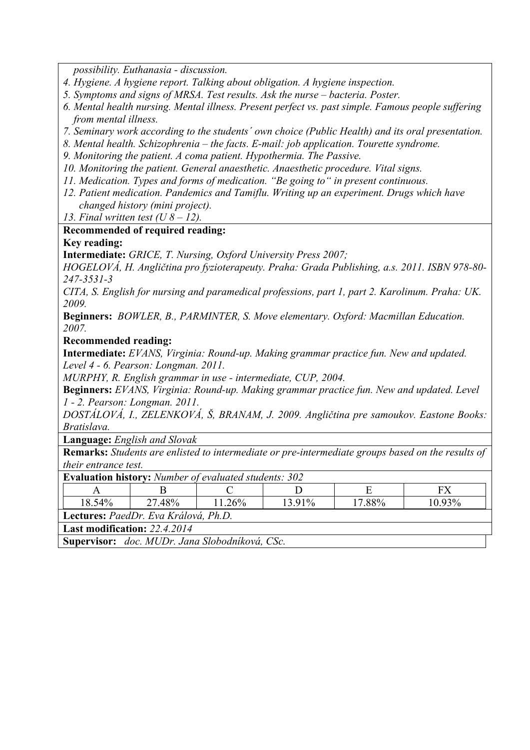*possibility. Euthanasia - discussion.*

4. *Hygiene. A hygiene report. Talking about obligation. A hygiene inspection.*
5. *Symptoms and signs of MRSA. Test results. Ask the nurse – bacteria. Poster.*
6. *Mental health nursing. Mental illness. Present perfect vs. past simple. Famous people suffering from mental illness.*
7. *Seminary work according to the students´ own choice (Public Health) and its oral presentation.*
8. *Mental health. Schizophrenia – the facts. E-mail: job application. Tourette syndrome.*
9. *Monitoring the patient. A coma patient. Hypothermia. The Passive.*
10. *Monitoring the patient. General anaesthetic. Anaesthetic procedure. Vital signs.*
11. *Medication. Types and forms of medication. "Be going to" in present continuous.*
12. *Patient medication. Pandemics and Tamiflu. Writing up an experiment. Drugs which have changed history (mini project).*
13. *Final written test (U 8 – 12).*

**Recommended of required reading:**

**Key reading:**

**Intermediate:** *GRICE, T. Nursing, Oxford University Press 2007;*

*HOGELOVÁ, H. Angličtina pro fyzioterapeuty. Praha: Grada Publishing, a.s. 2011. ISBN 978-80-247-3531-3*

*CITA, S. English for nursing and paramedical professions, part 1, part 2. Karolinum. Praha: UK. 2009.*

**Beginners:** *BOWLER, B., PARMINTER, S. Move elementary. Oxford: Macmillan Education. 2007.*

**Recommended reading:**

**Intermediate:** *EVANS, Virginia: Round-up. Making grammar practice fun. New and updated. Level 4 - 6. Pearson: Longman. 2011.*

*MURPHY, R. English grammar in use - intermediate, CUP, 2004.*

**Beginners:** *EVANS, Virginia: Round-up. Making grammar practice fun. New and updated. Level 1 - 2. Pearson: Longman. 2011.*

*DOSTÁLOVÁ, I., ZELENKOVÁ, Š, BRANAM, J. 2009. Angličtina pre samoukov. Eastone Books: Bratislava.*

**Language:** *English and Slovak*

**Remarks:** *Students are enlisted to intermediate or pre-intermediate groups based on the results of their entrance test.*

**Evaluation history:** *Number of evaluated students: 302*

| A | B | C | D | E | FX |
|---|---|---|---|---|---|
| 18.54% | 27.48% | 11.26% | 13.91% | 17.88% | 10.93% |

**Lectures:** *PaedDr. Eva Králová, Ph.D.*

**Last modification:** *22.4.2014*

**Supervisor:** *doc. MUDr. Jana Slobodníková, CSc.*